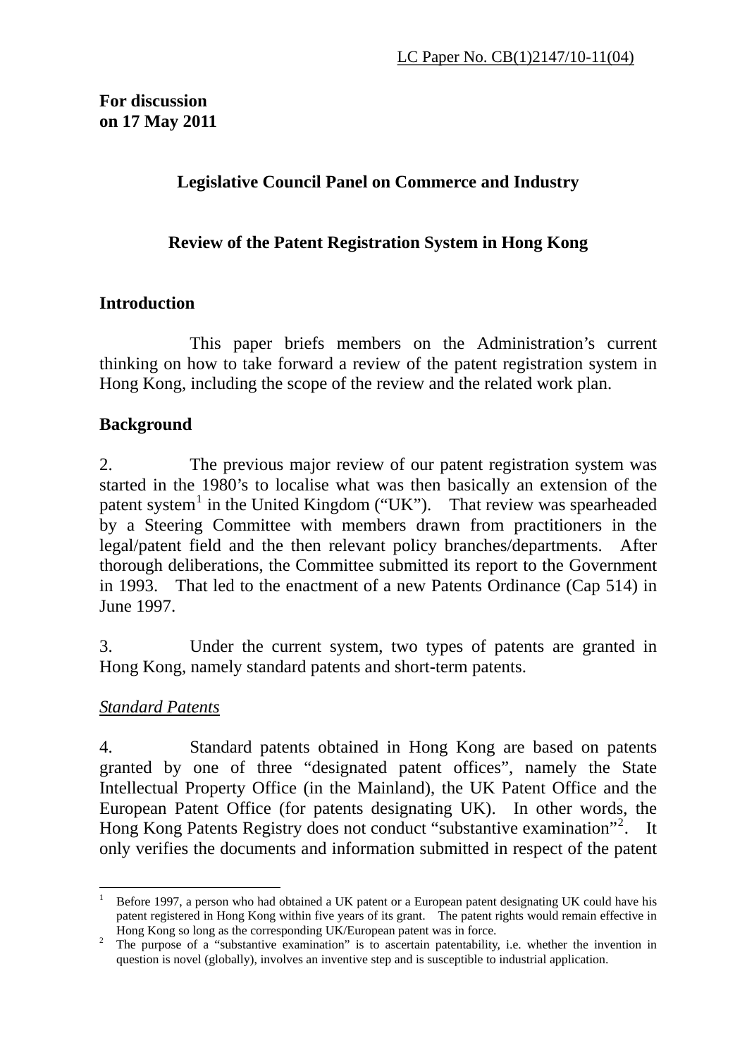LC Paper No. CB(1)2147/10-11(04)

**For discussion**
**on 17 May 2011**

## Legislative Council Panel on Commerce and Industry

## Review of the Patent Registration System in Hong Kong

### Introduction

This paper briefs members on the Administration's current thinking on how to take forward a review of the patent registration system in Hong Kong, including the scope of the review and the related work plan.

### Background

2. The previous major review of our patent registration system was started in the 1980's to localise what was then basically an extension of the patent system[1] in the United Kingdom ("UK"). That review was spearheaded by a Steering Committee with members drawn from practitioners in the legal/patent field and the then relevant policy branches/departments. After thorough deliberations, the Committee submitted its report to the Government in 1993. That led to the enactment of a new Patents Ordinance (Cap 514) in June 1997.

3. Under the current system, two types of patents are granted in Hong Kong, namely standard patents and short-term patents.

*Standard Patents*

4. Standard patents obtained in Hong Kong are based on patents granted by one of three "designated patent offices", namely the State Intellectual Property Office (in the Mainland), the UK Patent Office and the European Patent Office (for patents designating UK). In other words, the Hong Kong Patents Registry does not conduct "substantive examination"[2]. It only verifies the documents and information submitted in respect of the patent

---

[1] Before 1997, a person who had obtained a UK patent or a European patent designating UK could have his patent registered in Hong Kong within five years of its grant. The patent rights would remain effective in Hong Kong so long as the corresponding UK/European patent was in force.

[2] The purpose of a "substantive examination" is to ascertain patentability, i.e. whether the invention in question is novel (globally), involves an inventive step and is susceptible to industrial application.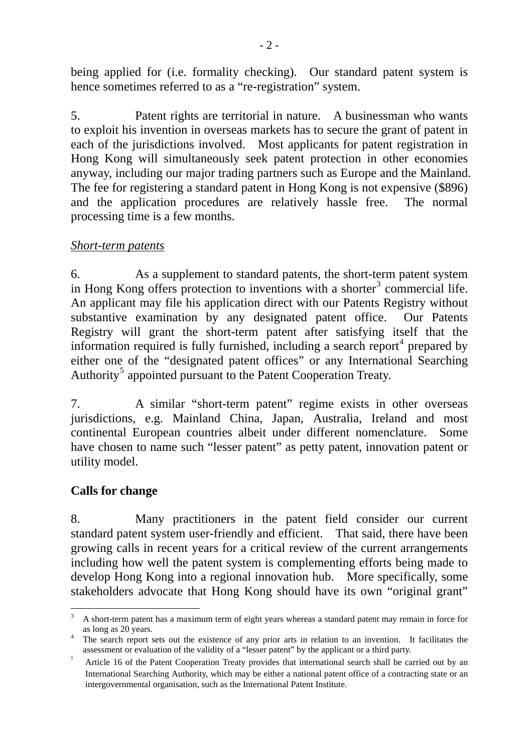being applied for (i.e. formality checking). Our standard patent system is hence sometimes referred to as a "re-registration" system.

5. Patent rights are territorial in nature. A businessman who wants to exploit his invention in overseas markets has to secure the grant of patent in each of the jurisdictions involved. Most applicants for patent registration in Hong Kong will simultaneously seek patent protection in other economies anyway, including our major trading partners such as Europe and the Mainland. The fee for registering a standard patent in Hong Kong is not expensive ($896) and the application procedures are relatively hassle free. The normal processing time is a few months.

*Short-term patents*

6. As a supplement to standard patents, the short-term patent system in Hong Kong offers protection to inventions with a shorter[3] commercial life. An applicant may file his application direct with our Patents Registry without substantive examination by any designated patent office. Our Patents Registry will grant the short-term patent after satisfying itself that the information required is fully furnished, including a search report[4] prepared by either one of the "designated patent offices" or any International Searching Authority[5] appointed pursuant to the Patent Cooperation Treaty.

7. A similar "short-term patent" regime exists in other overseas jurisdictions, e.g. Mainland China, Japan, Australia, Ireland and most continental European countries albeit under different nomenclature. Some have chosen to name such "lesser patent" as petty patent, innovation patent or utility model.

**Calls for change**

8. Many practitioners in the patent field consider our current standard patent system user-friendly and efficient. That said, there have been growing calls in recent years for a critical review of the current arrangements including how well the patent system is complementing efforts being made to develop Hong Kong into a regional innovation hub. More specifically, some stakeholders advocate that Hong Kong should have its own "original grant"

---

[3] A short-term patent has a maximum term of eight years whereas a standard patent may remain in force for as long as 20 years.

[4] The search report sets out the existence of any prior arts in relation to an invention. It facilitates the assessment or evaluation of the validity of a "lesser patent" by the applicant or a third party.

[5] Article 16 of the Patent Cooperation Treaty provides that international search shall be carried out by an International Searching Authority, which may be either a national patent office of a contracting state or an intergovernmental organisation, such as the International Patent Institute.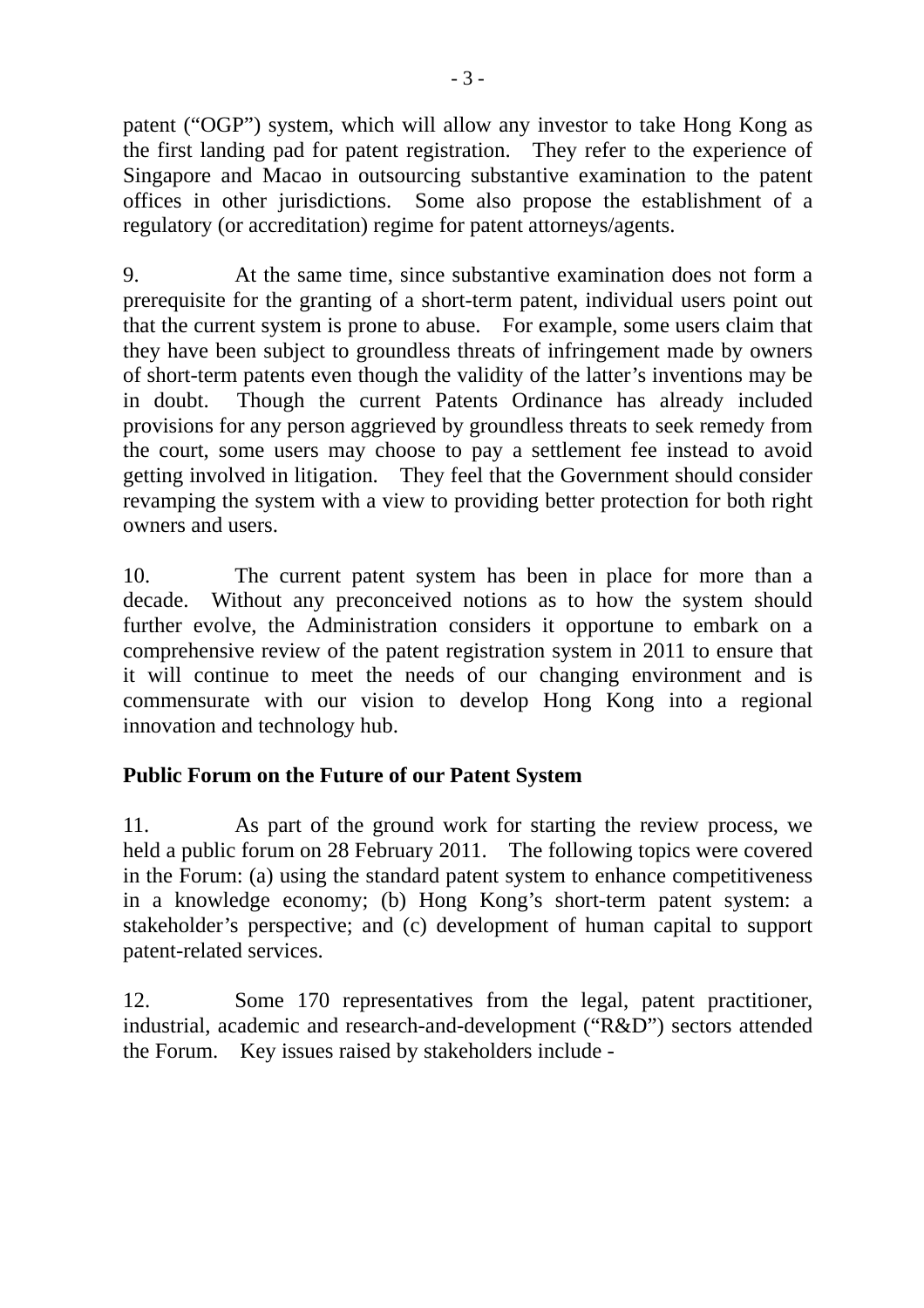patent ("OGP") system, which will allow any investor to take Hong Kong as the first landing pad for patent registration. They refer to the experience of Singapore and Macao in outsourcing substantive examination to the patent offices in other jurisdictions. Some also propose the establishment of a regulatory (or accreditation) regime for patent attorneys/agents.

9. At the same time, since substantive examination does not form a prerequisite for the granting of a short-term patent, individual users point out that the current system is prone to abuse. For example, some users claim that they have been subject to groundless threats of infringement made by owners of short-term patents even though the validity of the latter's inventions may be in doubt. Though the current Patents Ordinance has already included provisions for any person aggrieved by groundless threats to seek remedy from the court, some users may choose to pay a settlement fee instead to avoid getting involved in litigation. They feel that the Government should consider revamping the system with a view to providing better protection for both right owners and users.

10. The current patent system has been in place for more than a decade. Without any preconceived notions as to how the system should further evolve, the Administration considers it opportune to embark on a comprehensive review of the patent registration system in 2011 to ensure that it will continue to meet the needs of our changing environment and is commensurate with our vision to develop Hong Kong into a regional innovation and technology hub.

**Public Forum on the Future of our Patent System**

11. As part of the ground work for starting the review process, we held a public forum on 28 February 2011. The following topics were covered in the Forum: (a) using the standard patent system to enhance competitiveness in a knowledge economy; (b) Hong Kong's short-term patent system: a stakeholder's perspective; and (c) development of human capital to support patent-related services.

12. Some 170 representatives from the legal, patent practitioner, industrial, academic and research-and-development ("R&D") sectors attended the Forum. Key issues raised by stakeholders include -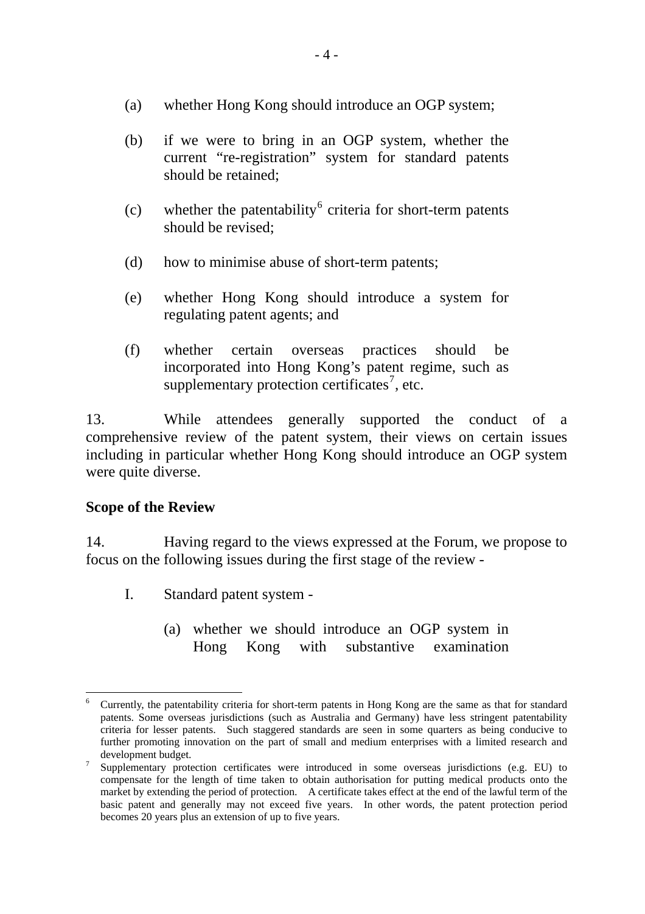(a) whether Hong Kong should introduce an OGP system;

(b) if we were to bring in an OGP system, whether the current "re-registration" system for standard patents should be retained;

(c) whether the patentability[6] criteria for short-term patents should be revised;

(d) how to minimise abuse of short-term patents;

(e) whether Hong Kong should introduce a system for regulating patent agents; and

(f) whether certain overseas practices should be incorporated into Hong Kong's patent regime, such as supplementary protection certificates[7], etc.

13. While attendees generally supported the conduct of a comprehensive review of the patent system, their views on certain issues including in particular whether Hong Kong should introduce an OGP system were quite diverse.

**Scope of the Review**

14. Having regard to the views expressed at the Forum, we propose to focus on the following issues during the first stage of the review -

I. Standard patent system -

(a) whether we should introduce an OGP system in Hong Kong with substantive examination

---

[6] Currently, the patentability criteria for short-term patents in Hong Kong are the same as that for standard patents. Some overseas jurisdictions (such as Australia and Germany) have less stringent patentability criteria for lesser patents. Such staggered standards are seen in some quarters as being conducive to further promoting innovation on the part of small and medium enterprises with a limited research and development budget.

[7] Supplementary protection certificates were introduced in some overseas jurisdictions (e.g. EU) to compensate for the length of time taken to obtain authorisation for putting medical products onto the market by extending the period of protection. A certificate takes effect at the end of the lawful term of the basic patent and generally may not exceed five years. In other words, the patent protection period becomes 20 years plus an extension of up to five years.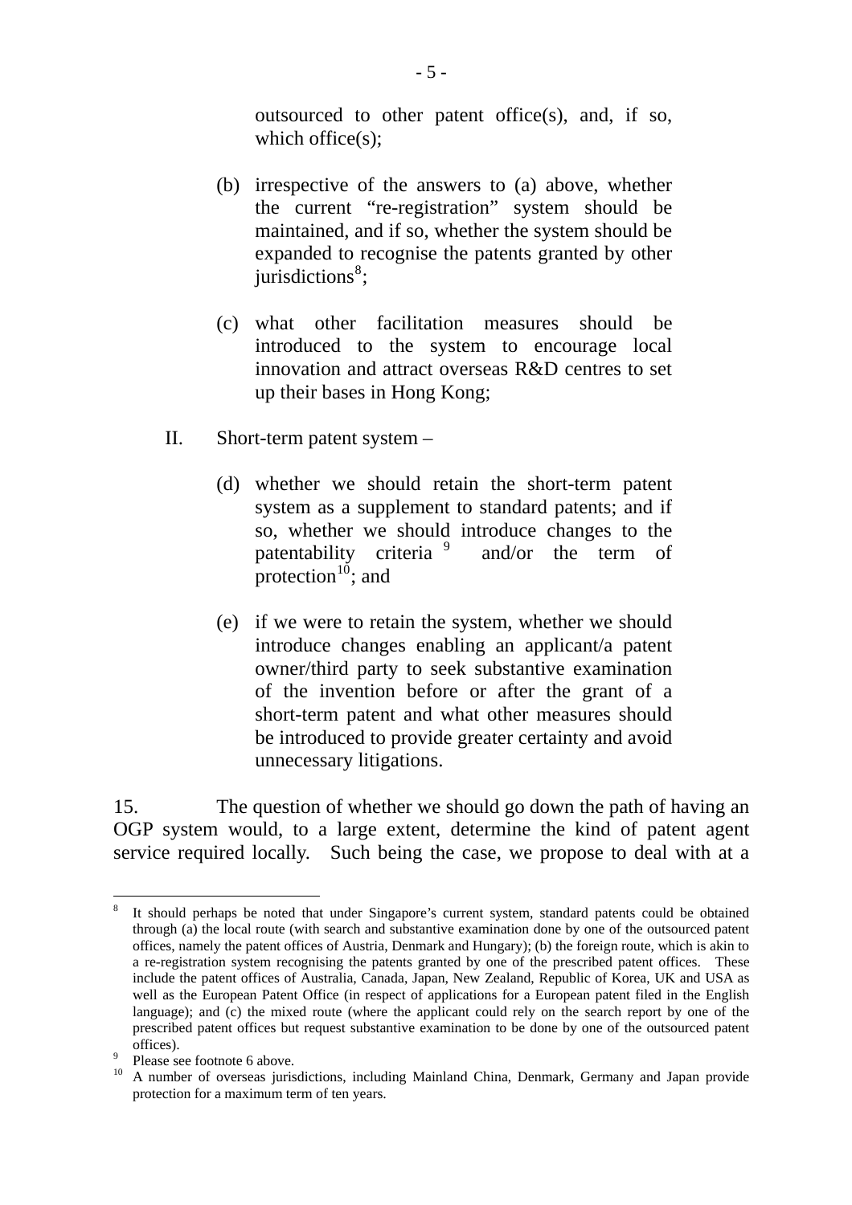outsourced to other patent office(s), and, if so, which office(s);

(b) irrespective of the answers to (a) above, whether the current "re-registration" system should be maintained, and if so, whether the system should be expanded to recognise the patents granted by other jurisdictions[8];

(c) what other facilitation measures should be introduced to the system to encourage local innovation and attract overseas R&D centres to set up their bases in Hong Kong;

II. Short-term patent system –

(d) whether we should retain the short-term patent system as a supplement to standard patents; and if so, whether we should introduce changes to the patentability criteria [9] and/or the term of protection[10]; and

(e) if we were to retain the system, whether we should introduce changes enabling an applicant/a patent owner/third party to seek substantive examination of the invention before or after the grant of a short-term patent and what other measures should be introduced to provide greater certainty and avoid unnecessary litigations.

15. The question of whether we should go down the path of having an OGP system would, to a large extent, determine the kind of patent agent service required locally. Such being the case, we propose to deal with at a

---

[8] It should perhaps be noted that under Singapore's current system, standard patents could be obtained through (a) the local route (with search and substantive examination done by one of the outsourced patent offices, namely the patent offices of Austria, Denmark and Hungary); (b) the foreign route, which is akin to a re-registration system recognising the patents granted by one of the prescribed patent offices. These include the patent offices of Australia, Canada, Japan, New Zealand, Republic of Korea, UK and USA as well as the European Patent Office (in respect of applications for a European patent filed in the English language); and (c) the mixed route (where the applicant could rely on the search report by one of the prescribed patent offices but request substantive examination to be done by one of the outsourced patent offices).

[9] Please see footnote 6 above.

[10] A number of overseas jurisdictions, including Mainland China, Denmark, Germany and Japan provide protection for a maximum term of ten years.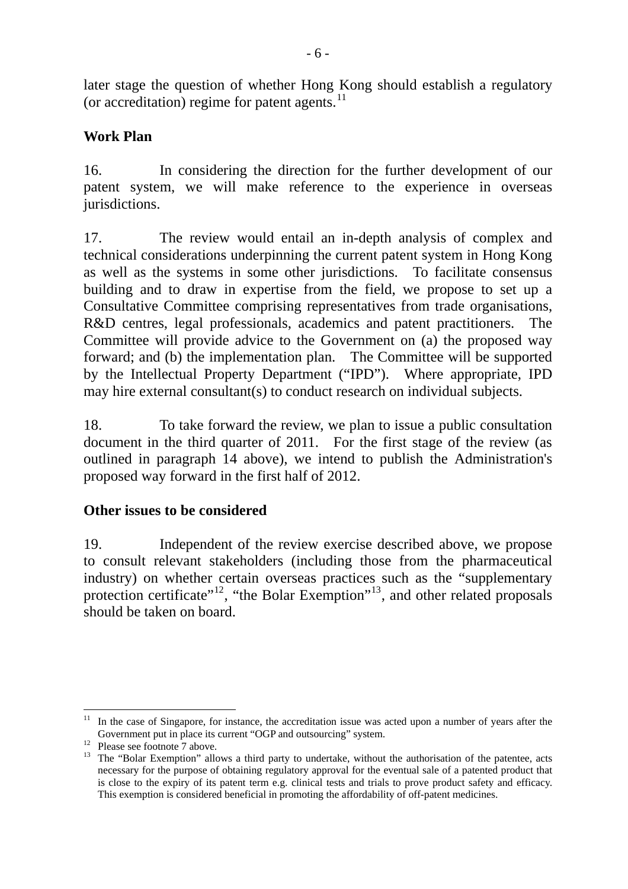later stage the question of whether Hong Kong should establish a regulatory (or accreditation) regime for patent agents.[11]

**Work Plan**

16. In considering the direction for the further development of our patent system, we will make reference to the experience in overseas jurisdictions.

17. The review would entail an in-depth analysis of complex and technical considerations underpinning the current patent system in Hong Kong as well as the systems in some other jurisdictions. To facilitate consensus building and to draw in expertise from the field, we propose to set up a Consultative Committee comprising representatives from trade organisations, R&D centres, legal professionals, academics and patent practitioners. The Committee will provide advice to the Government on (a) the proposed way forward; and (b) the implementation plan. The Committee will be supported by the Intellectual Property Department ("IPD"). Where appropriate, IPD may hire external consultant(s) to conduct research on individual subjects.

18. To take forward the review, we plan to issue a public consultation document in the third quarter of 2011. For the first stage of the review (as outlined in paragraph 14 above), we intend to publish the Administration's proposed way forward in the first half of 2012.

**Other issues to be considered**

19. Independent of the review exercise described above, we propose to consult relevant stakeholders (including those from the pharmaceutical industry) on whether certain overseas practices such as the "supplementary protection certificate"[12], "the Bolar Exemption"[13], and other related proposals should be taken on board.

---

[11] In the case of Singapore, for instance, the accreditation issue was acted upon a number of years after the Government put in place its current "OGP and outsourcing" system.

[12] Please see footnote 7 above.

[13] The "Bolar Exemption" allows a third party to undertake, without the authorisation of the patentee, acts necessary for the purpose of obtaining regulatory approval for the eventual sale of a patented product that is close to the expiry of its patent term e.g. clinical tests and trials to prove product safety and efficacy. This exemption is considered beneficial in promoting the affordability of off-patent medicines.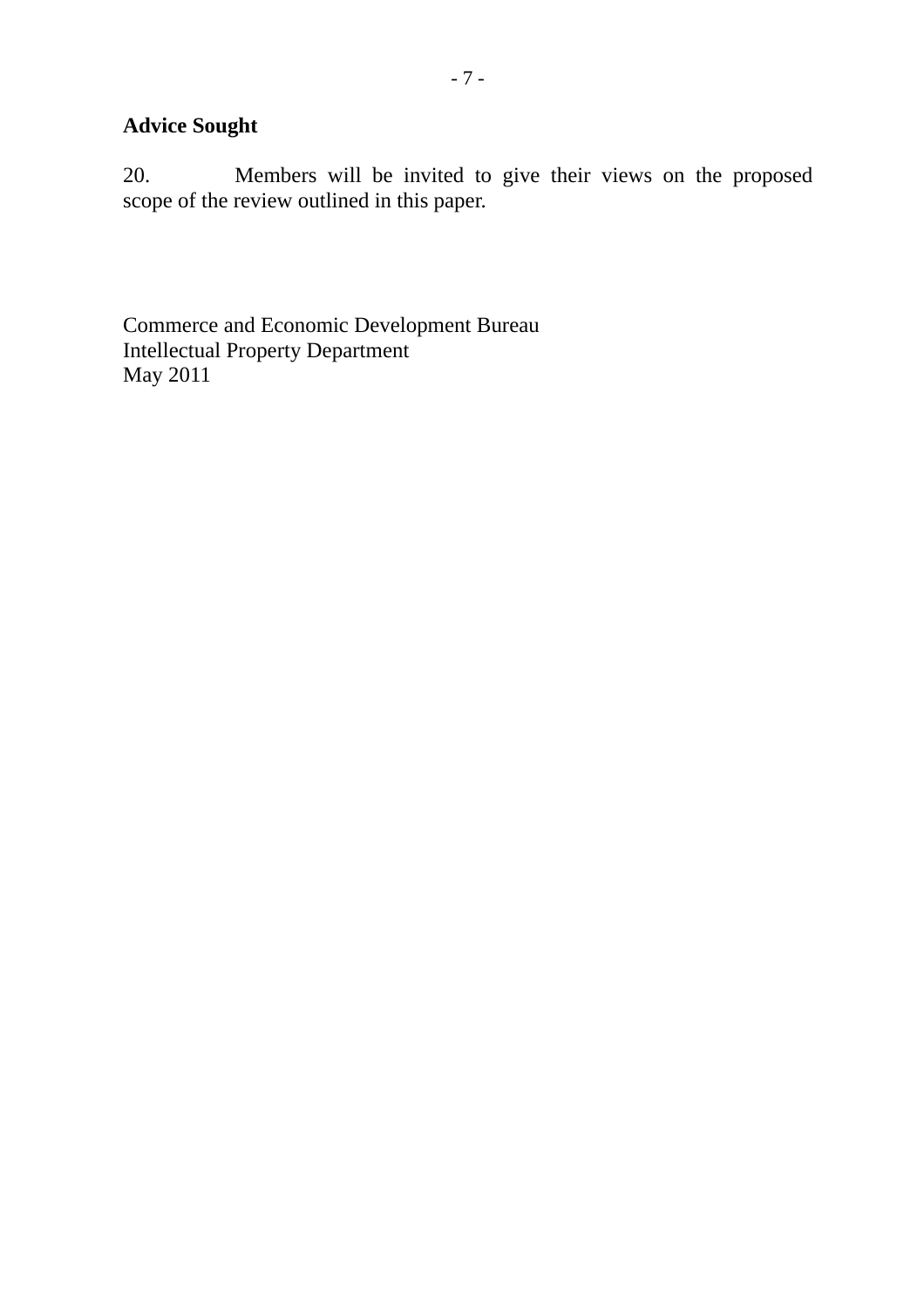**Advice Sought**

20. Members will be invited to give their views on the proposed scope of the review outlined in this paper.

Commerce and Economic Development Bureau
Intellectual Property Department
May 2011